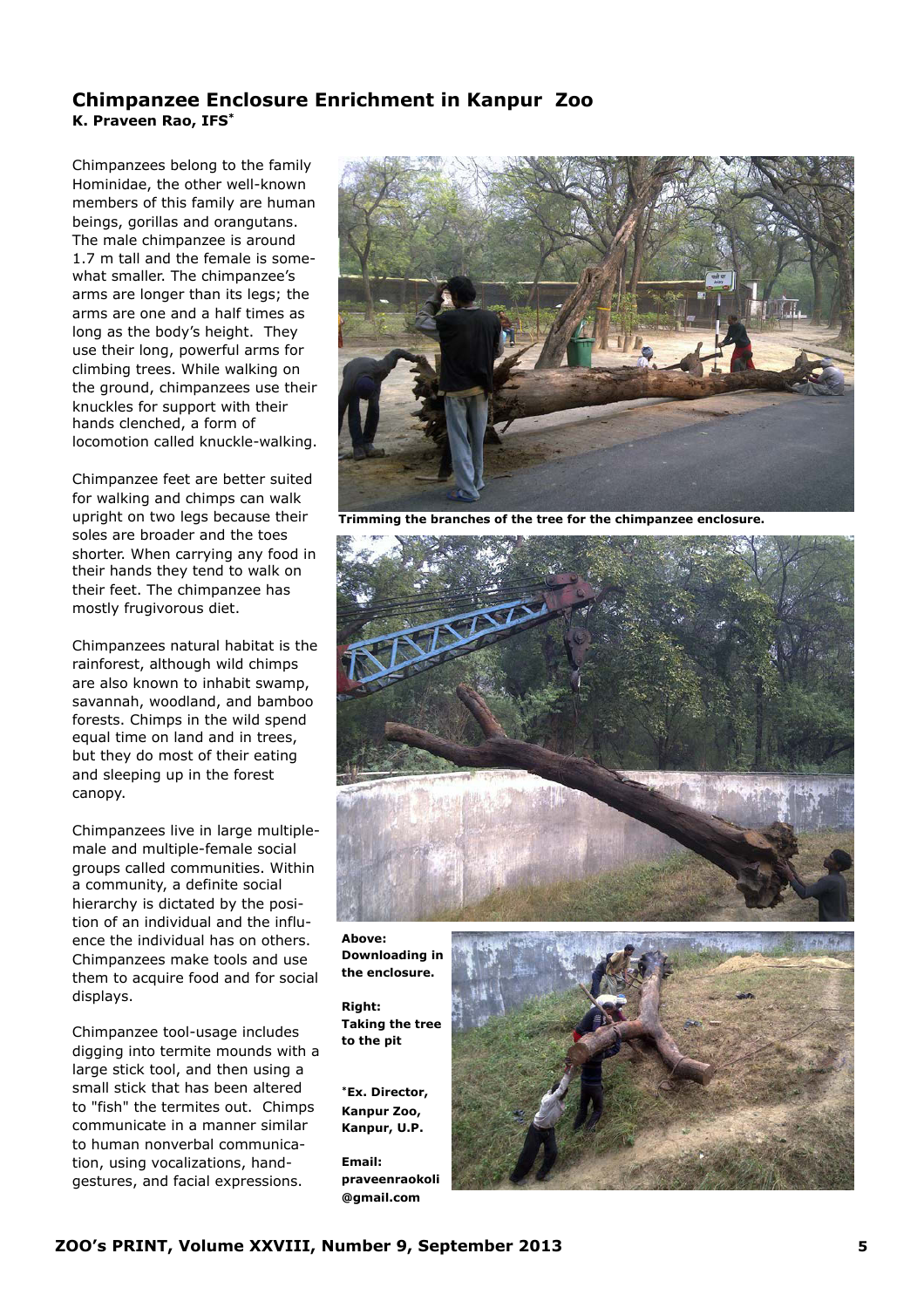## Chimpanzee Enclosure Enrichment in Kanpur Zoo

**K. Praveen Rao, IFS***

Chimpanzees belong to the family Hominidae, the other well-known members of this family are human beings, gorillas and orangutans. The male chimpanzee is around 1.7 m tall and the female is somewhat smaller. The chimpanzee's arms are longer than its legs; the arms are one and a half times as long as the body's height. They use their long, powerful arms for climbing trees. While walking on the ground, chimpanzees use their knuckles for support with their hands clenched, a form of locomotion called knuckle-walking.

Chimpanzee feet are better suited for walking and chimps can walk upright on two legs because their soles are broader and the toes shorter. When carrying any food in their hands they tend to walk on their feet. The chimpanzee has mostly frugivorous diet.

Chimpanzees natural habitat is the rainforest, although wild chimps are also known to inhabit swamp, savannah, woodland, and bamboo forests. Chimps in the wild spend equal time on land and in trees, but they do most of their eating and sleeping up in the forest canopy.

Chimpanzees live in large multiple-male and multiple-female social groups called communities. Within a community, a definite social hierarchy is dictated by the position of an individual and the influence the individual has on others. Chimpanzees make tools and use them to acquire food and for social displays.

Chimpanzee tool-usage includes digging into termite mounds with a large stick tool, and then using a small stick that has been altered to "fish" the termites out. Chimps communicate in a manner similar to human nonverbal communication, using vocalizations, hand-gestures, and facial expressions.

**Trimming the branches of the tree for the chimpanzee enclosure.**

**Above: Downloading in the enclosure.**

**Right: Taking the tree to the pit**

***Ex. Director, Kanpur Zoo, Kanpur, U.P.**

**Email: praveenraokoli@gmail.com**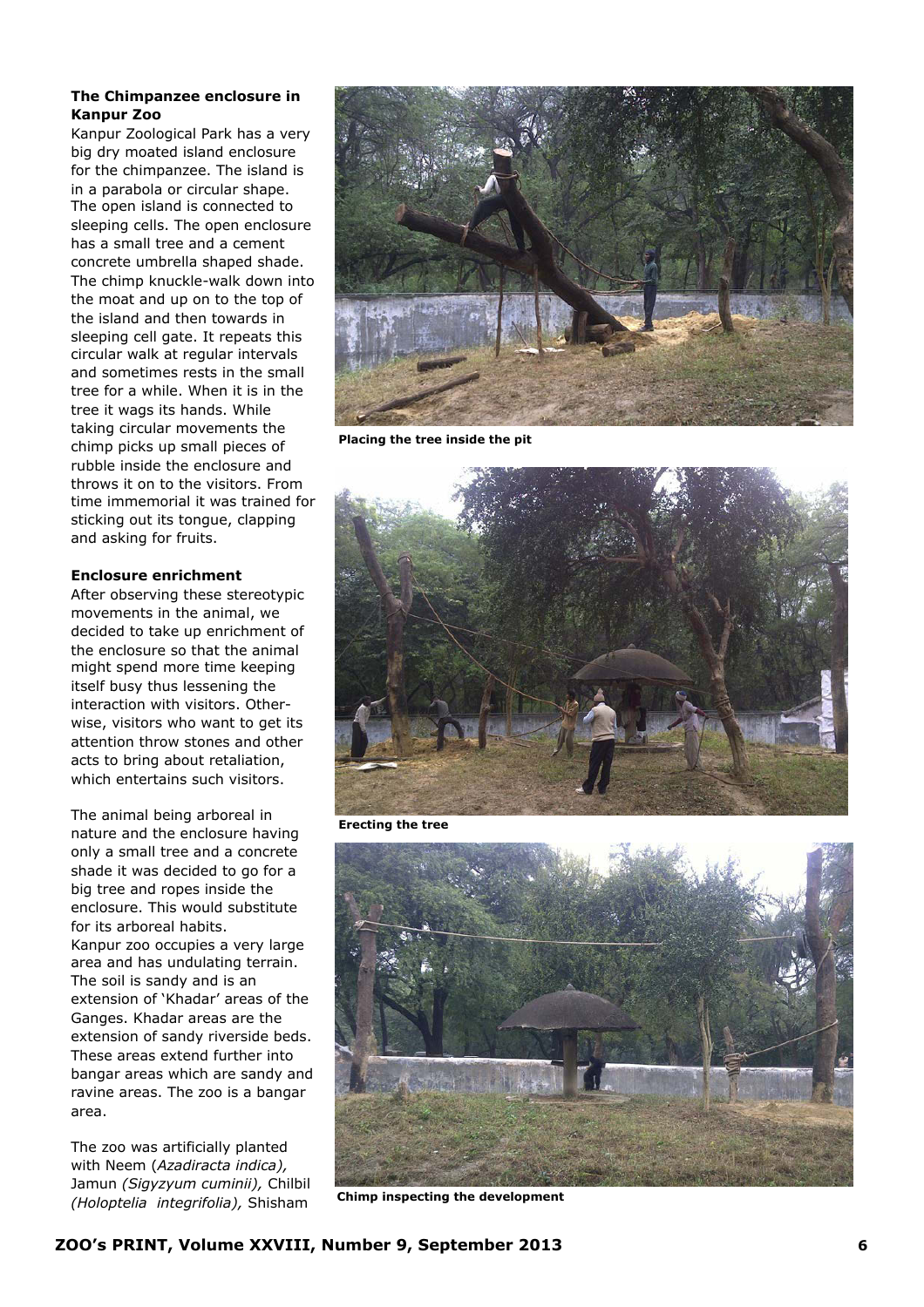### The Chimpanzee enclosure in Kanpur Zoo

Kanpur Zoological Park has a very big dry moated island enclosure for the chimpanzee. The island is in a parabola or circular shape. The open island is connected to sleeping cells. The open enclosure has a small tree and a cement concrete umbrella shaped shade. The chimp knuckle-walk down into the moat and up on to the top of the island and then towards in sleeping cell gate. It repeats this circular walk at regular intervals and sometimes rests in the small tree for a while. When it is in the tree it wags its hands. While taking circular movements the chimp picks up small pieces of rubble inside the enclosure and throws it on to the visitors. From time immemorial it was trained for sticking out its tongue, clapping and asking for fruits.

### Enclosure enrichment

After observing these stereotypic movements in the animal, we decided to take up enrichment of the enclosure so that the animal might spend more time keeping itself busy thus lessening the interaction with visitors. Otherwise, visitors who want to get its attention throw stones and other acts to bring about retaliation, which entertains such visitors.

The animal being arboreal in nature and the enclosure having only a small tree and a concrete shade it was decided to go for a big tree and ropes inside the enclosure. This would substitute for its arboreal habits.

Kanpur zoo occupies a very large area and has undulating terrain. The soil is sandy and is an extension of 'Khadar' areas of the Ganges. Khadar areas are the extension of sandy riverside beds. These areas extend further into bangar areas which are sandy and ravine areas. The zoo is a bangar area.

The zoo was artificially planted with Neem (*Azadiracta indica),* Jamun *(Sigyzyum cuminii),* Chilbil *(Holoptelia integrifolia),* Shisham

**Placing the tree inside the pit**

**Erecting the tree**

**Chimp inspecting the development**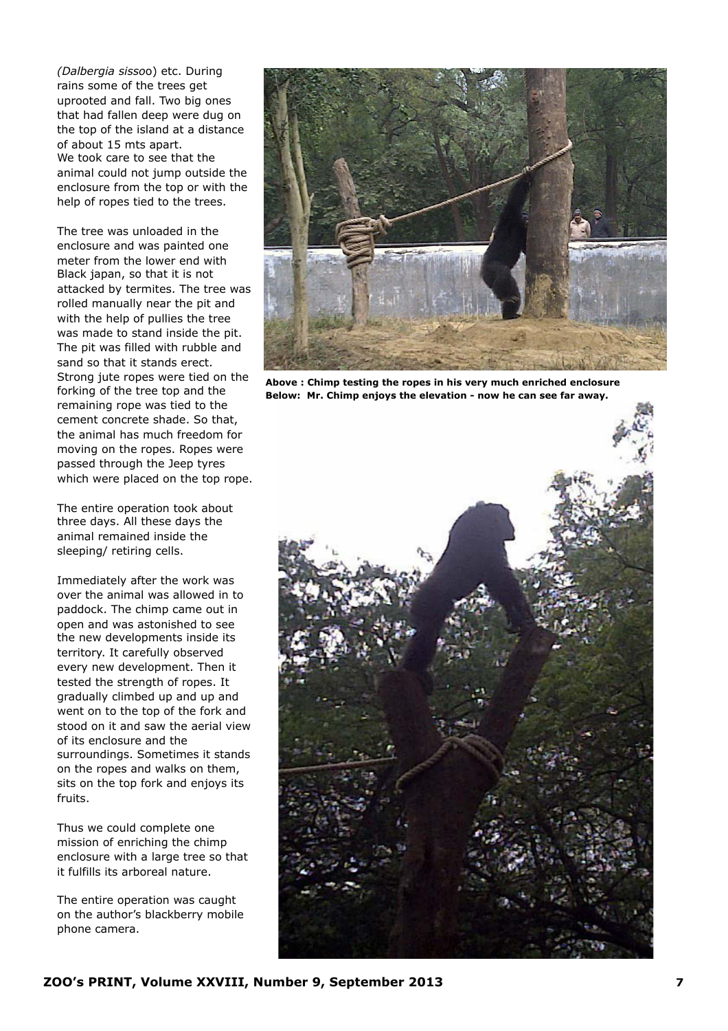*(Dalbergia sisso*o) etc. During rains some of the trees get uprooted and fall. Two big ones that had fallen deep were dug on the top of the island at a distance of about 15 mts apart.
We took care to see that the animal could not jump outside the enclosure from the top or with the help of ropes tied to the trees.

The tree was unloaded in the enclosure and was painted one meter from the lower end with Black japan, so that it is not attacked by termites. The tree was rolled manually near the pit and with the help of pullies the tree was made to stand inside the pit. The pit was filled with rubble and sand so that it stands erect. Strong jute ropes were tied on the forking of the tree top and the remaining rope was tied to the cement concrete shade. So that, the animal has much freedom for moving on the ropes. Ropes were passed through the Jeep tyres which were placed on the top rope.

The entire operation took about three days. All these days the animal remained inside the sleeping/ retiring cells.

Immediately after the work was over the animal was allowed in to paddock. The chimp came out in open and was astonished to see the new developments inside its territory. It carefully observed every new development. Then it tested the strength of ropes. It gradually climbed up and up and went on to the top of the fork and stood on it and saw the aerial view of its enclosure and the surroundings. Sometimes it stands on the ropes and walks on them, sits on the top fork and enjoys its fruits.

Thus we could complete one mission of enriching the chimp enclosure with a large tree so that it fulfills its arboreal nature.

The entire operation was caught on the author's blackberry mobile phone camera.

**Above : Chimp testing the ropes in his very much enriched enclosure**
**Below: Mr. Chimp enjoys the elevation - now he can see far away.**